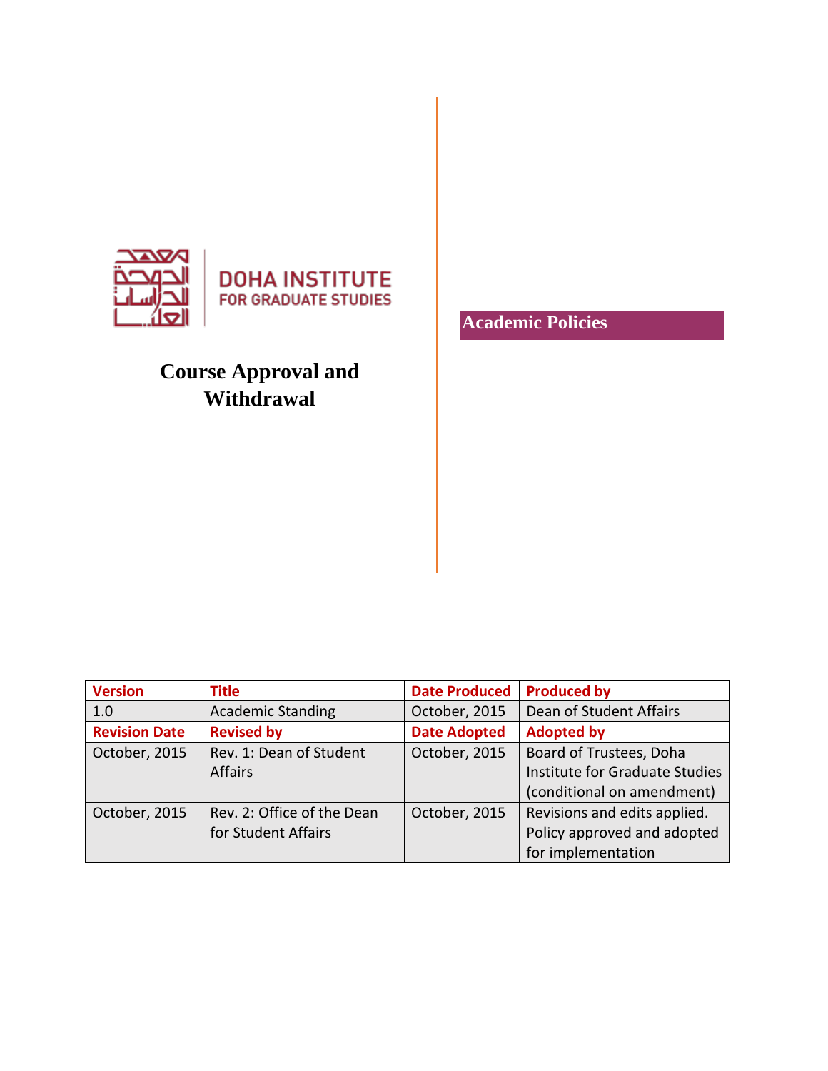DOHA INSTITUTE
FOR GRADUATE STUDIES

# Course Approval and Withdrawal

**Academic Policies**

| Version | Title | Date Produced | Produced by |
|---|---|---|---|
| 1.0 | Academic Standing | October, 2015 | Dean of Student Affairs |
| **Revision Date** | **Revised by** | **Date Adopted** | **Adopted by** |
| October, 2015 | Rev. 1: Dean of Student Affairs | October, 2015 | Board of Trustees, Doha Institute for Graduate Studies (conditional on amendment) |
| October, 2015 | Rev. 2: Office of the Dean for Student Affairs | October, 2015 | Revisions and edits applied. Policy approved and adopted for implementation |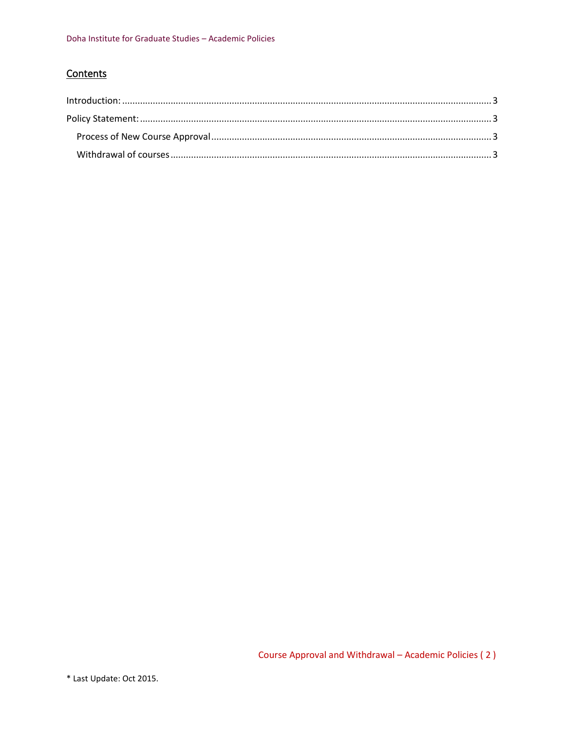## Contents

Introduction: ........................................................ 3

Policy Statement: ........................................................ 3

- Process of New Course Approval ........................................................ 3
- Withdrawal of courses ........................................................ 3

* Last Update: Oct 2015.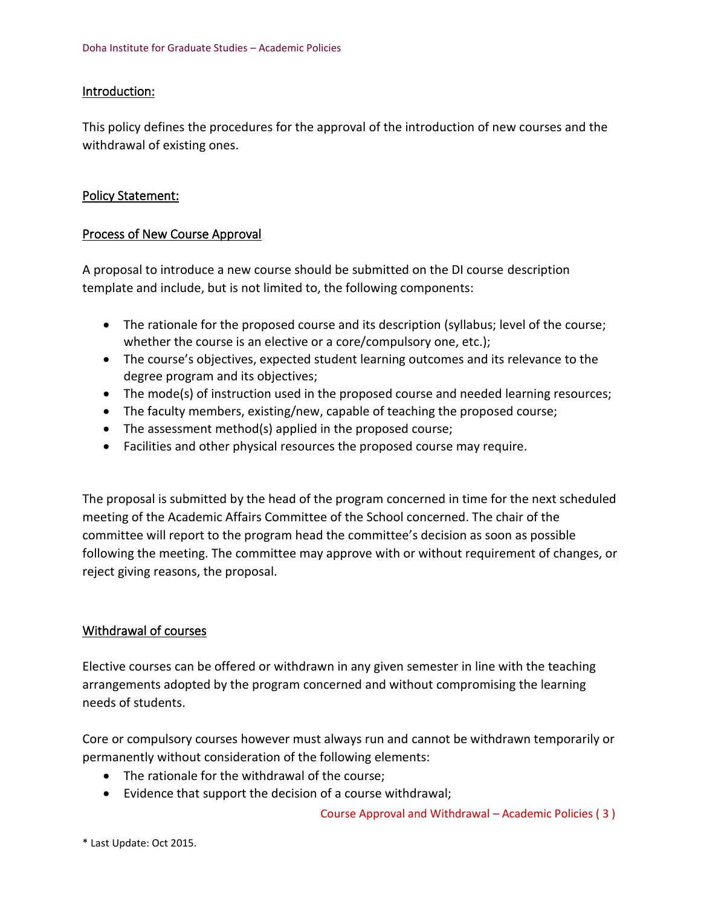## Introduction:

This policy defines the procedures for the approval of the introduction of new courses and the withdrawal of existing ones.

## Policy Statement:

### Process of New Course Approval

A proposal to introduce a new course should be submitted on the DI course description template and include, but is not limited to, the following components:

- The rationale for the proposed course and its description (syllabus; level of the course; whether the course is an elective or a core/compulsory one, etc.);
- The course's objectives, expected student learning outcomes and its relevance to the degree program and its objectives;
- The mode(s) of instruction used in the proposed course and needed learning resources;
- The faculty members, existing/new, capable of teaching the proposed course;
- The assessment method(s) applied in the proposed course;
- Facilities and other physical resources the proposed course may require.

The proposal is submitted by the head of the program concerned in time for the next scheduled meeting of the Academic Affairs Committee of the School concerned. The chair of the committee will report to the program head the committee's decision as soon as possible following the meeting. The committee may approve with or without requirement of changes, or reject giving reasons, the proposal.

### Withdrawal of courses

Elective courses can be offered or withdrawn in any given semester in line with the teaching arrangements adopted by the program concerned and without compromising the learning needs of students.

Core or compulsory courses however must always run and cannot be withdrawn temporarily or permanently without consideration of the following elements:

- The rationale for the withdrawal of the course;
- Evidence that support the decision of a course withdrawal;

\* Last Update: Oct 2015.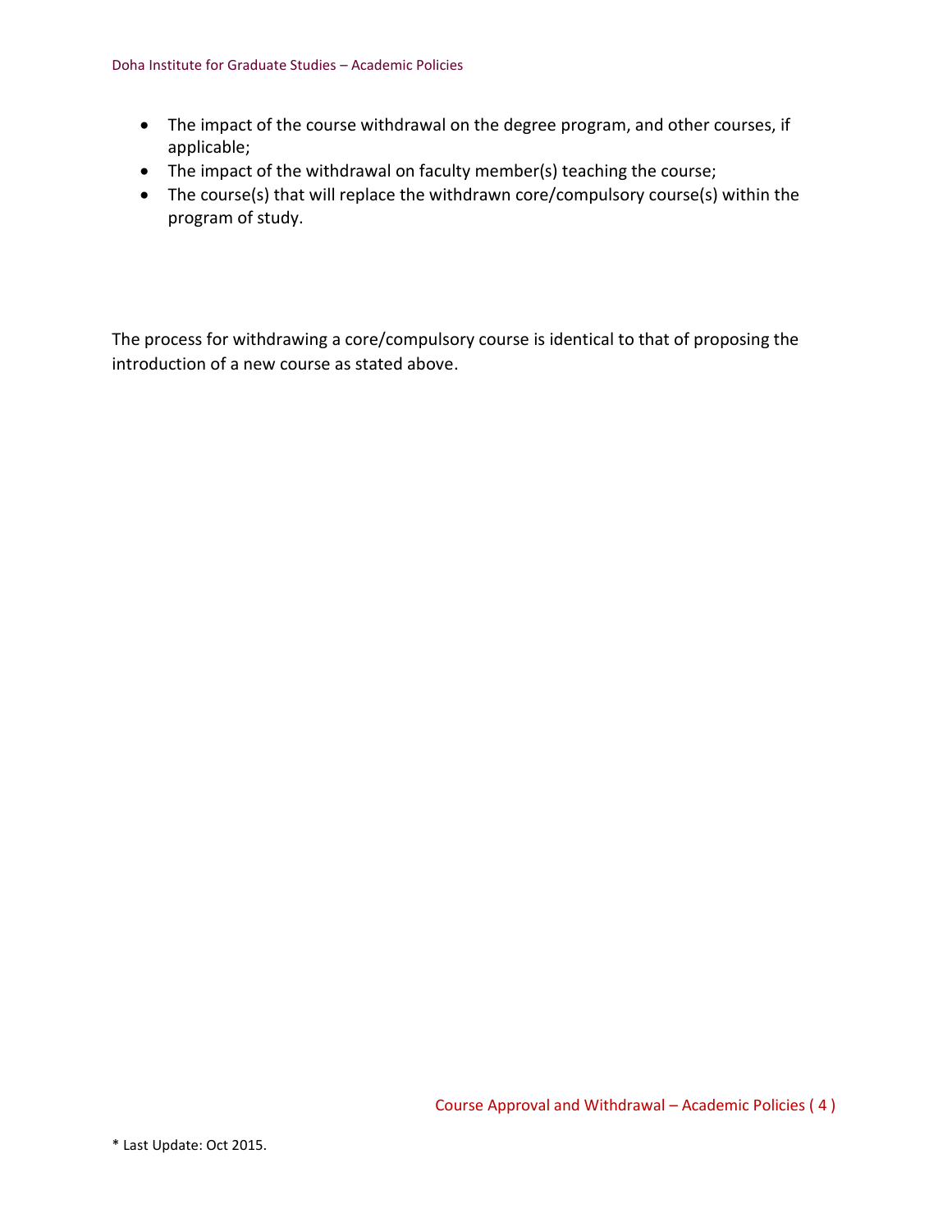- The impact of the course withdrawal on the degree program, and other courses, if applicable;
- The impact of the withdrawal on faculty member(s) teaching the course;
- The course(s) that will replace the withdrawn core/compulsory course(s) within the program of study.

The process for withdrawing a core/compulsory course is identical to that of proposing the introduction of a new course as stated above.

* Last Update: Oct 2015.